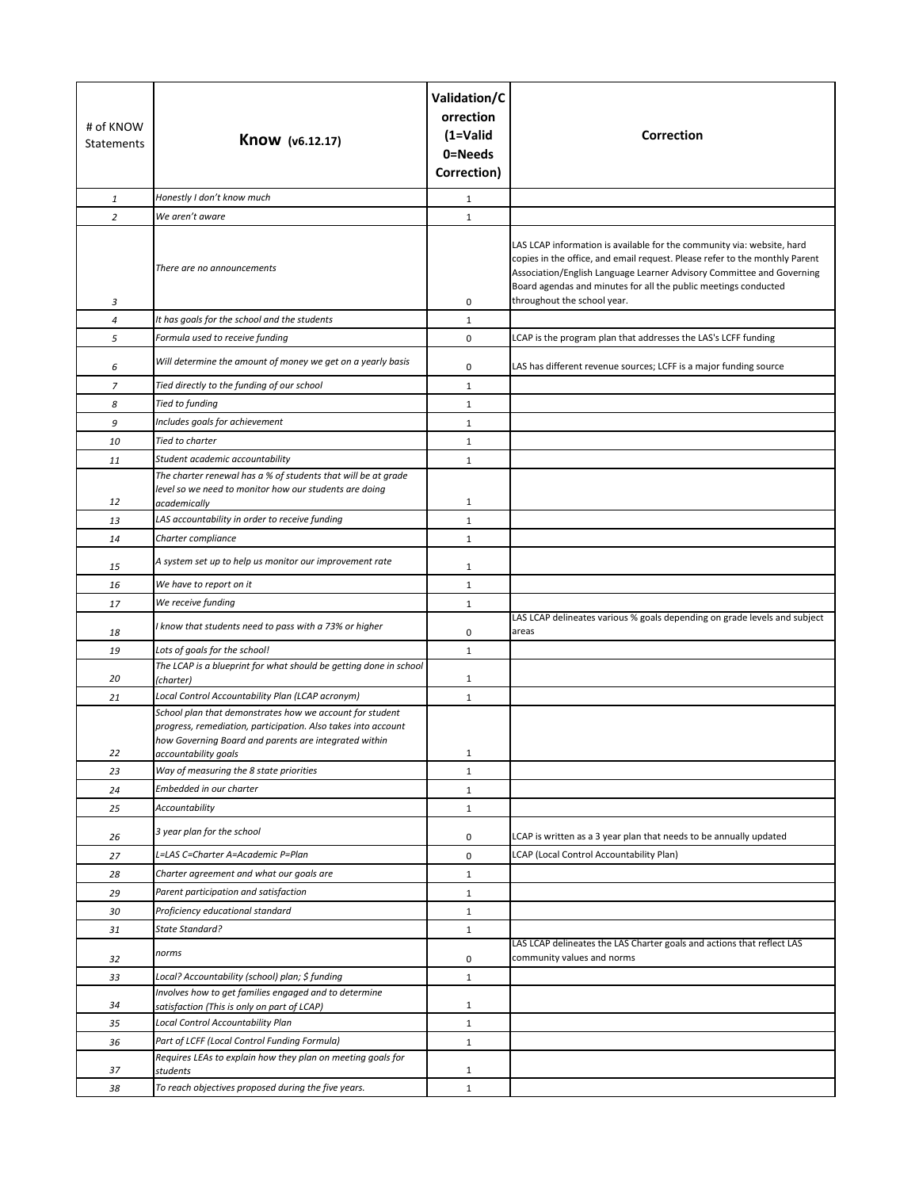| # of KNOW Statements | **Know (v6.12.17)** | **Validation/Correction (1=Valid 0=Needs Correction)** | **Correction** |
|---|---|---|---|
| *1* | *Honestly I don't know much* | 1 | |
| *2* | *We aren't aware* | 1 | |
| *3* | *There are no announcements* | 0 | LAS LCAP information is available for the community via: website, hard copies in the office, and email request. Please refer to the monthly Parent Association/English Language Learner Advisory Committee and Governing Board agendas and minutes for all the public meetings conducted throughout the school year. |
| *4* | *It has goals for the school and the students* | 1 | |
| *5* | *Formula used to receive funding* | 0 | LCAP is the program plan that addresses the LAS's LCFF funding |
| *6* | *Will determine the amount of money we get on a yearly basis* | 0 | LAS has different revenue sources; LCFF is a major funding source |
| *7* | *Tied directly to the funding of our school* | 1 | |
| *8* | *Tied to funding* | 1 | |
| *9* | *Includes goals for achievement* | 1 | |
| *10* | *Tied to charter* | 1 | |
| *11* | *Student academic accountability* | 1 | |
| *12* | *The charter renewal has a % of students that will be at grade level so we need to monitor how our students are doing academically* | 1 | |
| *13* | *LAS accountability in order to receive funding* | 1 | |
| *14* | *Charter compliance* | 1 | |
| *15* | *A system set up to help us monitor our improvement rate* | 1 | |
| *16* | *We have to report on it* | 1 | |
| *17* | *We receive funding* | 1 | |
| *18* | *I know that students need to pass with a 73% or higher* | 0 | LAS LCAP delineates various % goals depending on grade levels and subject areas |
| *19* | *Lots of goals for the school!* | 1 | |
| *20* | *The LCAP is a blueprint for what should be getting done in school (charter)* | 1 | |
| *21* | *Local Control Accountability Plan (LCAP acronym)* | 1 | |
| *22* | *School plan that demonstrates how we account for student progress, remediation, participation. Also takes into account how Governing Board and parents are integrated within accountability goals* | 1 | |
| *23* | *Way of measuring the 8 state priorities* | 1 | |
| *24* | *Embedded in our charter* | 1 | |
| *25* | *Accountability* | 1 | |
| *26* | *3 year plan for the school* | 0 | LCAP is written as a 3 year plan that needs to be annually updated |
| *27* | *L=LAS C=Charter A=Academic P=Plan* | 0 | LCAP (Local Control Accountability Plan) |
| *28* | *Charter agreement and what our goals are* | 1 | |
| *29* | *Parent participation and satisfaction* | 1 | |
| *30* | *Proficiency educational standard* | 1 | |
| *31* | *State Standard?* | 1 | |
| *32* | *norms* | 0 | LAS LCAP delineates the LAS Charter goals and actions that reflect LAS community values and norms |
| *33* | *Local? Accountability (school) plan; $ funding* | 1 | |
| *34* | *Involves how to get families engaged and to determine satisfaction (This is only on part of LCAP)* | 1 | |
| *35* | *Local Control Accountability Plan* | 1 | |
| *36* | *Part of LCFF (Local Control Funding Formula)* | 1 | |
| *37* | *Requires LEAs to explain how they plan on meeting goals for students* | 1 | |
| *38* | *To reach objectives proposed during the five years.* | 1 | |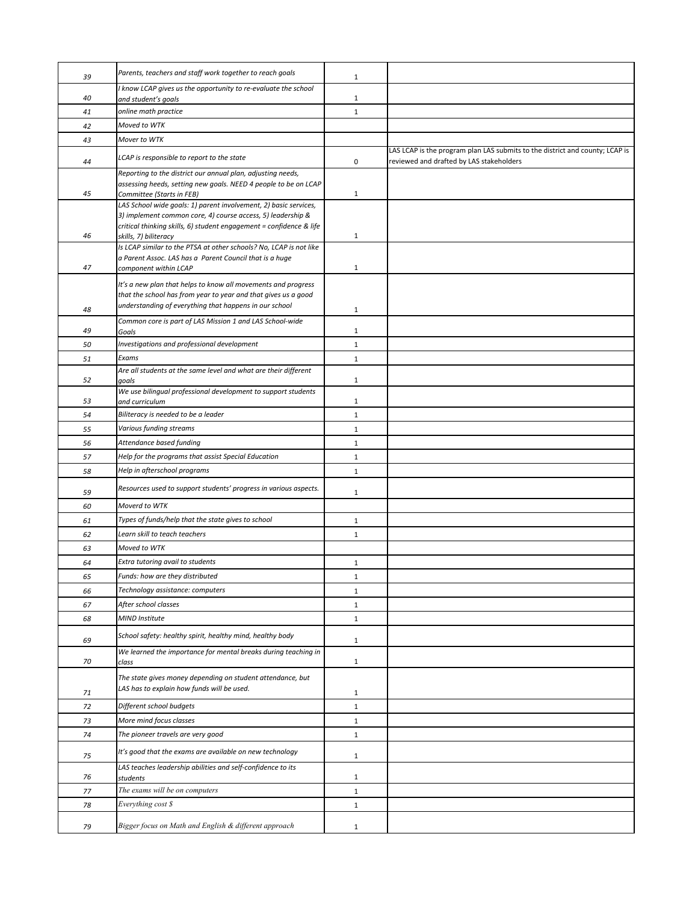| | | | |
|---|---|---|---|
| 39 | Parents, teachers and staff work together to reach goals | 1 | |
| 40 | I know LCAP gives us the opportunity to re-evaluate the school and student's goals | 1 | |
| 41 | online math practice | 1 | |
| 42 | Moved to WTK | | |
| 43 | Mover to WTK | | |
| 44 | LCAP is responsible to report to the state | 0 | LAS LCAP is the program plan LAS submits to the district and county; LCAP is reviewed and drafted by LAS stakeholders |
| 45 | Reporting to the district our annual plan, adjusting needs, assessing heeds, setting new goals. NEED 4 people to be on LCAP Committee (Starts in FEB) | 1 | |
| 46 | LAS School wide goals: 1) parent involvement, 2) basic services, 3) implement common core, 4) course access, 5) leadership & critical thinking skills, 6) student engagement = confidence & life skills, 7) biliteracy | 1 | |
| 47 | Is LCAP similar to the PTSA at other schools? No, LCAP is not like a Parent Assoc. LAS has a Parent Council that is a huge component within LCAP | 1 | |
| 48 | It's a new plan that helps to know all movements and progress that the school has from year to year and that gives us a good understanding of everything that happens in our school | 1 | |
| 49 | Common core is part of LAS Mission 1 and LAS School-wide Goals | 1 | |
| 50 | Investigations and professional development | 1 | |
| 51 | Exams | 1 | |
| 52 | Are all students at the same level and what are their different goals | 1 | |
| 53 | We use bilingual professional development to support students and curriculum | 1 | |
| 54 | Biliteracy is needed to be a leader | 1 | |
| 55 | Various funding streams | 1 | |
| 56 | Attendance based funding | 1 | |
| 57 | Help for the programs that assist Special Education | 1 | |
| 58 | Help in afterschool programs | 1 | |
| 59 | Resources used to support students' progress in various aspects. | 1 | |
| 60 | Moverd to WTK | | |
| 61 | Types of funds/help that the state gives to school | 1 | |
| 62 | Learn skill to teach teachers | 1 | |
| 63 | Moved to WTK | | |
| 64 | Extra tutoring avail to students | 1 | |
| 65 | Funds: how are they distributed | 1 | |
| 66 | Technology assistance: computers | 1 | |
| 67 | After school classes | 1 | |
| 68 | MIND Institute | 1 | |
| 69 | School safety: healthy spirit, healthy mind, healthy body | 1 | |
| 70 | We learned the importance for mental breaks during teaching in class | 1 | |
| 71 | The state gives money depending on student attendance, but LAS has to explain how funds will be used. | 1 | |
| 72 | Different school budgets | 1 | |
| 73 | More mind focus classes | 1 | |
| 74 | The pioneer travels are very good | 1 | |
| 75 | It's good that the exams are available on new technology | 1 | |
| 76 | LAS teaches leadership abilities and self-confidence to its students | 1 | |
| 77 | The exams will be on computers | 1 | |
| 78 | Everything cost $ | 1 | |
| 79 | Bigger focus on Math and English & different approach | 1 | |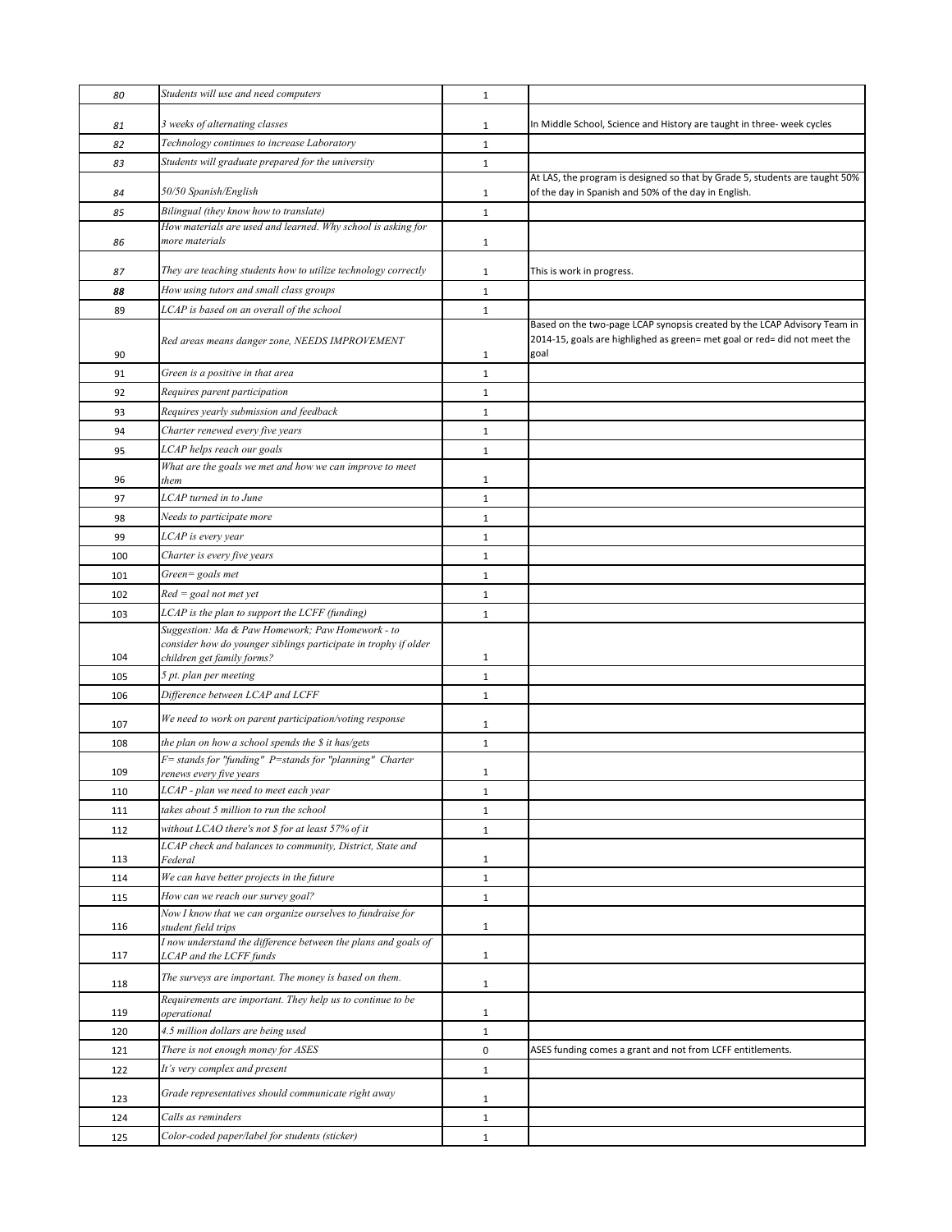| | | | |
|---|---|---|---|
| 80 | *Students will use and need computers* | 1 | |
| 81 | *3 weeks of alternating classes* | 1 | In Middle School, Science and History are taught in three- week cycles |
| 82 | *Technology continues to increase Laboratory* | 1 | |
| 83 | *Students will graduate prepared for the university* | 1 | |
| 84 | *50/50 Spanish/English* | 1 | At LAS, the program is designed so that by Grade 5, students are taught 50% of the day in Spanish and 50% of the day in English. |
| 85 | *Bilingual (they know how to translate)* | 1 | |
| 86 | *How materials are used and learned. Why school is asking for more materials* | 1 | |
| 87 | *They are teaching students how to utilize technology correctly* | 1 | This is work in progress. |
| **88** | *How using tutors and small class groups* | 1 | |
| 89 | *LCAP is based on an overall of the school* | 1 | |
| 90 | *Red areas means danger zone, NEEDS IMPROVEMENT* | 1 | Based on the two-page LCAP synopsis created by the LCAP Advisory Team in 2014-15, goals are highlighed as green= met goal or red= did not meet the goal |
| 91 | *Green is a positive in that area* | 1 | |
| 92 | *Requires parent participation* | 1 | |
| 93 | *Requires yearly submission and feedback* | 1 | |
| 94 | *Charter renewed every five years* | 1 | |
| 95 | *LCAP helps reach our goals* | 1 | |
| 96 | *What are the goals we met and how we can improve to meet them* | 1 | |
| 97 | *LCAP turned in to June* | 1 | |
| 98 | *Needs to participate more* | 1 | |
| 99 | *LCAP is every year* | 1 | |
| 100 | *Charter is every five years* | 1 | |
| 101 | *Green= goals met* | 1 | |
| 102 | *Red = goal not met yet* | 1 | |
| 103 | *LCAP is the plan to support the LCFF (funding)* | 1 | |
| 104 | *Suggestion: Ma & Paw Homework; Paw Homework - to consider how do younger siblings participate in trophy if older children get family forms?* | 1 | |
| 105 | *5 pt. plan per meeting* | 1 | |
| 106 | *Difference between LCAP and LCFF* | 1 | |
| 107 | *We need to work on parent participation/voting response* | 1 | |
| 108 | *the plan on how a school spends the $ it has/gets* | 1 | |
| 109 | *F= stands for "funding" P=stands for "planning" Charter renews every five years* | 1 | |
| 110 | *LCAP - plan we need to meet each year* | 1 | |
| 111 | *takes about 5 million to run the school* | 1 | |
| 112 | *without LCAO there's not $ for at least 57% of it* | 1 | |
| 113 | *LCAP check and balances to community, District, State and Federal* | 1 | |
| 114 | *We can have better projects in the future* | 1 | |
| 115 | *How can we reach our survey goal?* | 1 | |
| 116 | *Now I know that we can organize ourselves to fundraise for student field trips* | 1 | |
| 117 | *I now understand the difference between the plans and goals of LCAP and the LCFF funds* | 1 | |
| 118 | *The surveys are important. The money is based on them.* | 1 | |
| 119 | *Requirements are important. They help us to continue to be operational* | 1 | |
| 120 | *4.5 million dollars are being used* | 1 | |
| 121 | *There is not enough money for ASES* | 0 | ASES funding comes a grant and not from LCFF entitlements. |
| 122 | *It's very complex and present* | 1 | |
| 123 | *Grade representatives should communicate right away* | 1 | |
| 124 | *Calls as reminders* | 1 | |
| 125 | *Color-coded paper/label for students (sticker)* | 1 | |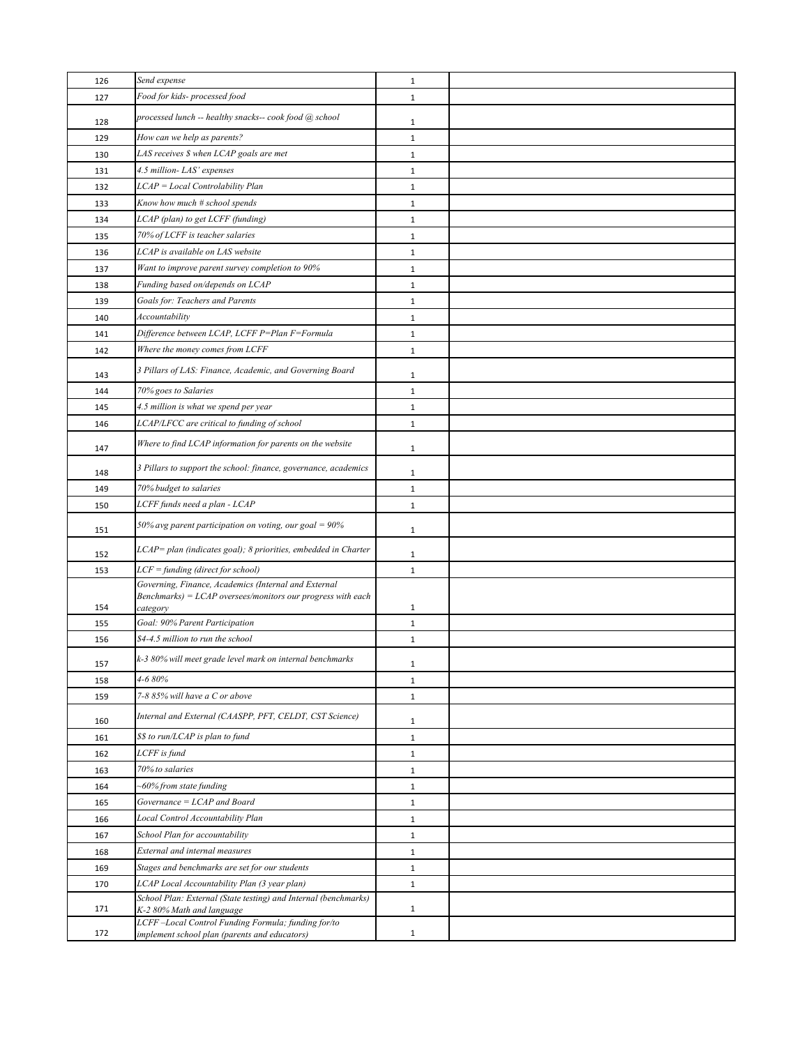| | | | |
|---|---|---|---|
| 126 | *Send expense* | 1 | |
| 127 | *Food for kids- processed food* | 1 | |
| 128 | *processed lunch -- healthy snacks-- cook food @ school* | 1 | |
| 129 | *How can we help as parents?* | 1 | |
| 130 | *LAS receives $ when LCAP goals are met* | 1 | |
| 131 | *4.5 million- LAS' expenses* | 1 | |
| 132 | *LCAP = Local Controlability Plan* | 1 | |
| 133 | *Know how much # school spends* | 1 | |
| 134 | *LCAP (plan) to get LCFF (funding)* | 1 | |
| 135 | *70% of LCFF is teacher salaries* | 1 | |
| 136 | *LCAP is available on LAS website* | 1 | |
| 137 | *Want to improve parent survey completion to 90%* | 1 | |
| 138 | *Funding based on/depends on LCAP* | 1 | |
| 139 | *Goals for: Teachers and Parents* | 1 | |
| 140 | *Accountability* | 1 | |
| 141 | *Difference between LCAP, LCFF P=Plan F=Formula* | 1 | |
| 142 | *Where the money comes from LCFF* | 1 | |
| 143 | *3 Pillars of LAS: Finance, Academic, and Governing Board* | 1 | |
| 144 | *70% goes to Salaries* | 1 | |
| 145 | *4.5 million is what we spend per year* | 1 | |
| 146 | *LCAP/LFCC are critical to funding of school* | 1 | |
| 147 | *Where to find LCAP information for parents on the website* | 1 | |
| 148 | *3 Pillars to support the school: finance, governance, academics* | 1 | |
| 149 | *70% budget to salaries* | 1 | |
| 150 | *LCFF funds need a plan - LCAP* | 1 | |
| 151 | *50% avg parent participation on voting, our goal = 90%* | 1 | |
| 152 | *LCAP= plan (indicates goal); 8 priorities, embedded in Charter* | 1 | |
| 153 | *LCF = funding (direct for school)* | 1 | |
| 154 | *Governing, Finance, Academics (Internal and External Benchmarks) = LCAP oversees/monitors our progress with each category* | 1 | |
| 155 | *Goal: 90% Parent Participation* | 1 | |
| 156 | *$4-4.5 million to run the school* | 1 | |
| 157 | *k-3 80% will meet grade level mark on internal benchmarks* | 1 | |
| 158 | *4-6 80%* | 1 | |
| 159 | *7-8 85% will have a C or above* | 1 | |
| 160 | *Internal and External (CAASPP, PFT, CELDT, CST Science)* | 1 | |
| 161 | *$$ to run/LCAP is plan to fund* | 1 | |
| 162 | *LCFF is fund* | 1 | |
| 163 | *70% to salaries* | 1 | |
| 164 | *~60% from state funding* | 1 | |
| 165 | *Governance = LCAP and Board* | 1 | |
| 166 | *Local Control Accountability Plan* | 1 | |
| 167 | *School Plan for accountability* | 1 | |
| 168 | *External and internal measures* | 1 | |
| 169 | *Stages and benchmarks are set for our students* | 1 | |
| 170 | *LCAP Local Accountability Plan (3 year plan)* | 1 | |
| 171 | *School Plan: External (State testing) and Internal (benchmarks) K-2 80% Math and language* | 1 | |
| 172 | *LCFF –Local Control Funding Formula; funding for/to implement school plan (parents and educators)* | 1 | |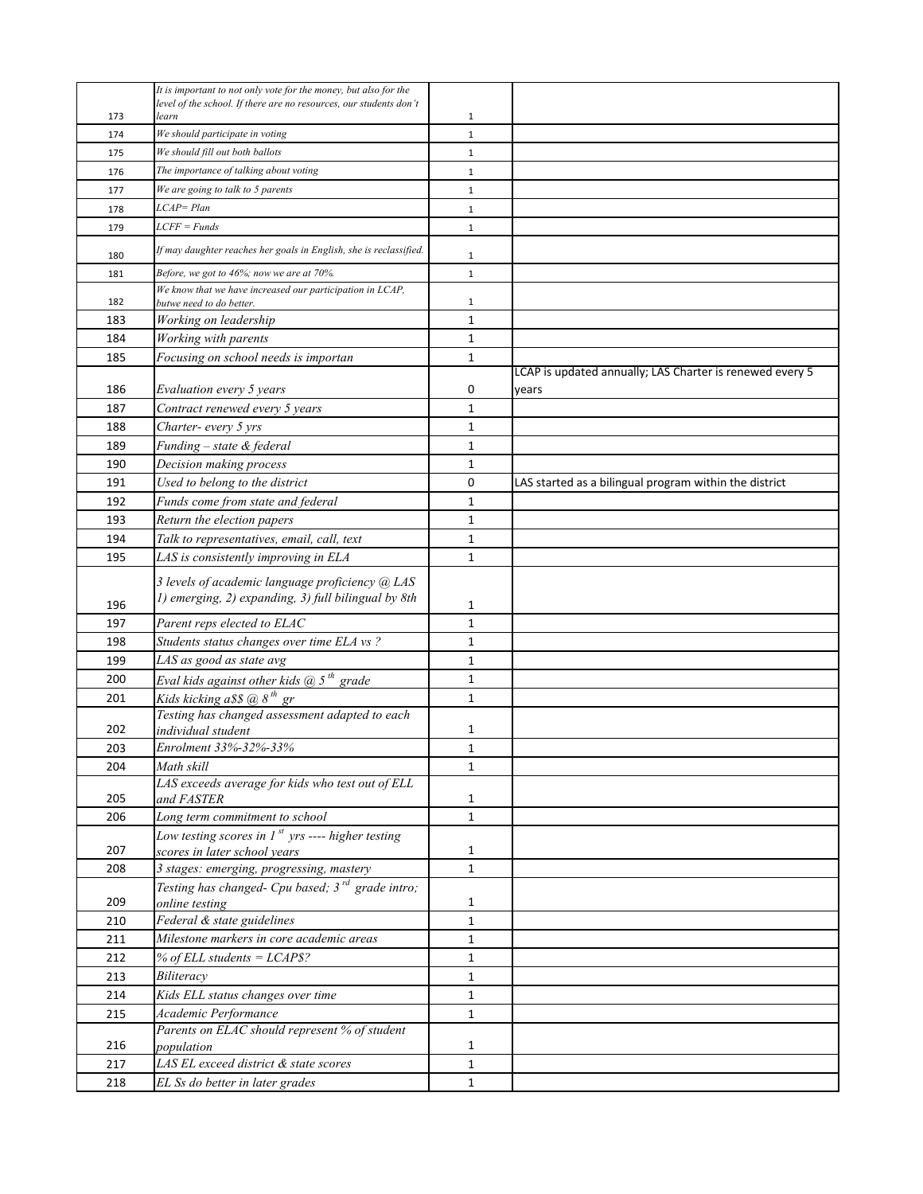| | | | |
|---|---|---|---|
| 173 | *It is important to not only vote for the money, but also for the level of the school. If there are no resources, our students don't learn* | 1 | |
| 174 | *We should participate in voting* | 1 | |
| 175 | *We should fill out both ballots* | 1 | |
| 176 | *The importance of talking about voting* | 1 | |
| 177 | *We are going to talk to 5 parents* | 1 | |
| 178 | *LCAP= Plan* | 1 | |
| 179 | *LCFF = Funds* | 1 | |
| 180 | *If may daughter reaches her goals in English, she is reclassified.* | 1 | |
| 181 | *Before, we got to 46%; now we are at 70%.* | 1 | |
| 182 | *We know that we have increased our participation in LCAP, butwe need to do better.* | 1 | |
| 183 | *Working on leadership* | 1 | |
| 184 | *Working with parents* | 1 | |
| 185 | *Focusing on school needs is importan* | 1 | |
| 186 | *Evaluation every 5 years* | 0 | LCAP is updated annually; LAS Charter is renewed every 5 years |
| 187 | *Contract renewed every 5 years* | 1 | |
| 188 | *Charter- every 5 yrs* | 1 | |
| 189 | *Funding – state & federal* | 1 | |
| 190 | *Decision making process* | 1 | |
| 191 | *Used to belong to the district* | 0 | LAS started as a bilingual program within the district |
| 192 | *Funds come from state and federal* | 1 | |
| 193 | *Return the election papers* | 1 | |
| 194 | *Talk to representatives, email, call, text* | 1 | |
| 195 | *LAS is consistently improving in ELA* | 1 | |
| 196 | *3 levels of academic language proficiency @ LAS 1) emerging, 2) expanding, 3) full bilingual by 8th* | 1 | |
| 197 | *Parent reps elected to ELAC* | 1 | |
| 198 | *Students status changes over time ELA vs ?* | 1 | |
| 199 | *LAS as good as state avg* | 1 | |
| 200 | *Eval kids against other kids @ 5th grade* | 1 | |
| 201 | *Kids kicking a$$ @ 8th gr* | 1 | |
| 202 | *Testing has changed assessment adapted to each individual student* | 1 | |
| 203 | *Enrolment 33%-32%-33%* | 1 | |
| 204 | *Math skill* | 1 | |
| 205 | *LAS exceeds average for kids who test out of ELL and FASTER* | 1 | |
| 206 | *Long term commitment to school* | 1 | |
| 207 | *Low testing scores in 1st yrs ---- higher testing scores in later school years* | 1 | |
| 208 | *3 stages: emerging, progressing, mastery* | 1 | |
| 209 | *Testing has changed- Cpu based; 3rd grade intro; online testing* | 1 | |
| 210 | *Federal & state guidelines* | 1 | |
| 211 | *Milestone markers in core academic areas* | 1 | |
| 212 | *% of ELL students = LCAP$?* | 1 | |
| 213 | *Biliteracy* | 1 | |
| 214 | *Kids ELL status changes over time* | 1 | |
| 215 | *Academic Performance* | 1 | |
| 216 | *Parents on ELAC should represent % of student population* | 1 | |
| 217 | *LAS EL exceed district & state scores* | 1 | |
| 218 | *EL Ss do better in later grades* | 1 | |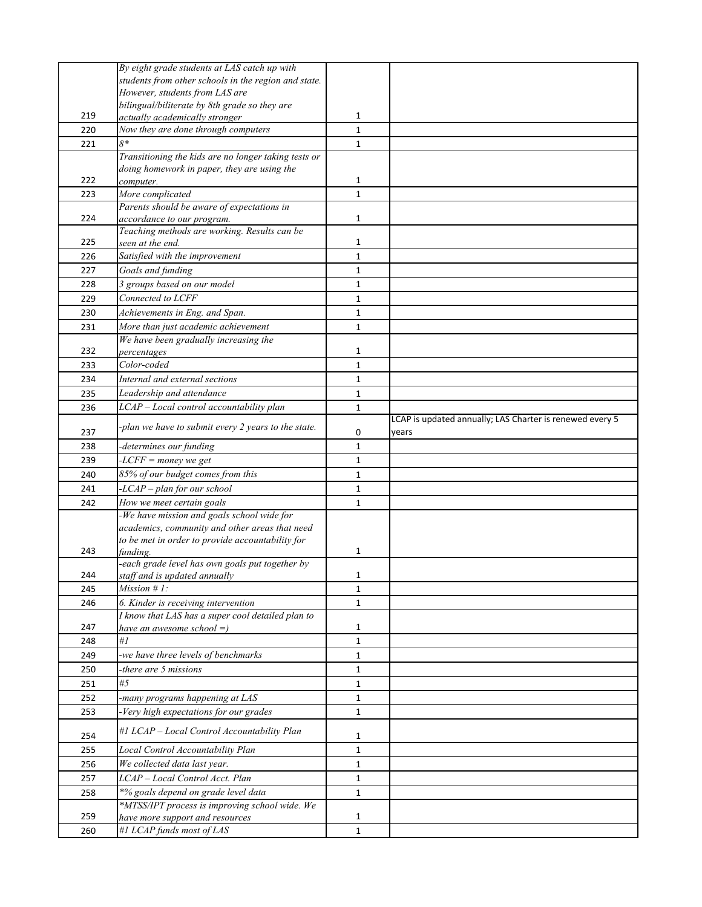| | | | |
|---|---|---|---|
| 219 | *By eight grade students at LAS catch up with students from other schools in the region and state. However, students from LAS are bilingual/biliterate by 8th grade so they are actually academically stronger* | 1 | |
| 220 | *Now they are done through computers* | 1 | |
| 221 | *8** | 1 | |
| 222 | *Transitioning the kids are no longer taking tests or doing homework in paper, they are using the computer.* | 1 | |
| 223 | *More complicated* | 1 | |
| 224 | *Parents should be aware of expectations in accordance to our program.* | 1 | |
| 225 | *Teaching methods are working. Results can be seen at the end.* | 1 | |
| 226 | *Satisfied with the improvement* | 1 | |
| 227 | *Goals and funding* | 1 | |
| 228 | *3 groups based on our model* | 1 | |
| 229 | *Connected to LCFF* | 1 | |
| 230 | *Achievements in Eng. and Span.* | 1 | |
| 231 | *More than just academic achievement* | 1 | |
| 232 | *We have been gradually increasing the percentages* | 1 | |
| 233 | *Color-coded* | 1 | |
| 234 | *Internal and external sections* | 1 | |
| 235 | *Leadership and attendance* | 1 | |
| 236 | *LCAP – Local control accountability plan* | 1 | |
| 237 | *-plan we have to submit every 2 years to the state.* | 0 | LCAP is updated annually; LAS Charter is renewed every 5 years |
| 238 | *-determines our funding* | 1 | |
| 239 | *-LCFF = money we get* | 1 | |
| 240 | *85% of our budget comes from this* | 1 | |
| 241 | *-LCAP – plan for our school* | 1 | |
| 242 | *How we meet certain goals* | 1 | |
| 243 | *-We have mission and goals school wide for academics, community and other areas that need to be met in order to provide accountability for funding.* | 1 | |
| 244 | *-each grade level has own goals put together by staff and is updated annually* | 1 | |
| 245 | *Mission # 1:* | 1 | |
| 246 | *6. Kinder is receiving intervention* | 1 | |
| 247 | *I know that LAS has a super cool detailed plan to have an awesome school =)* | 1 | |
| 248 | *#1* | 1 | |
| 249 | *-we have three levels of benchmarks* | 1 | |
| 250 | *-there are 5 missions* | 1 | |
| 251 | *#5* | 1 | |
| 252 | *-many programs happening at LAS* | 1 | |
| 253 | *-Very high expectations for our grades* | 1 | |
| 254 | *#1 LCAP – Local Control Accountability Plan* | 1 | |
| 255 | *Local Control Accountability Plan* | 1 | |
| 256 | *We collected data last year.* | 1 | |
| 257 | *LCAP – Local Control Acct. Plan* | 1 | |
| 258 | **% goals depend on grade level data* | 1 | |
| 259 | **MTSS/IPT process is improving school wide. We have more support and resources* | 1 | |
| 260 | *#1 LCAP funds most of LAS* | 1 | |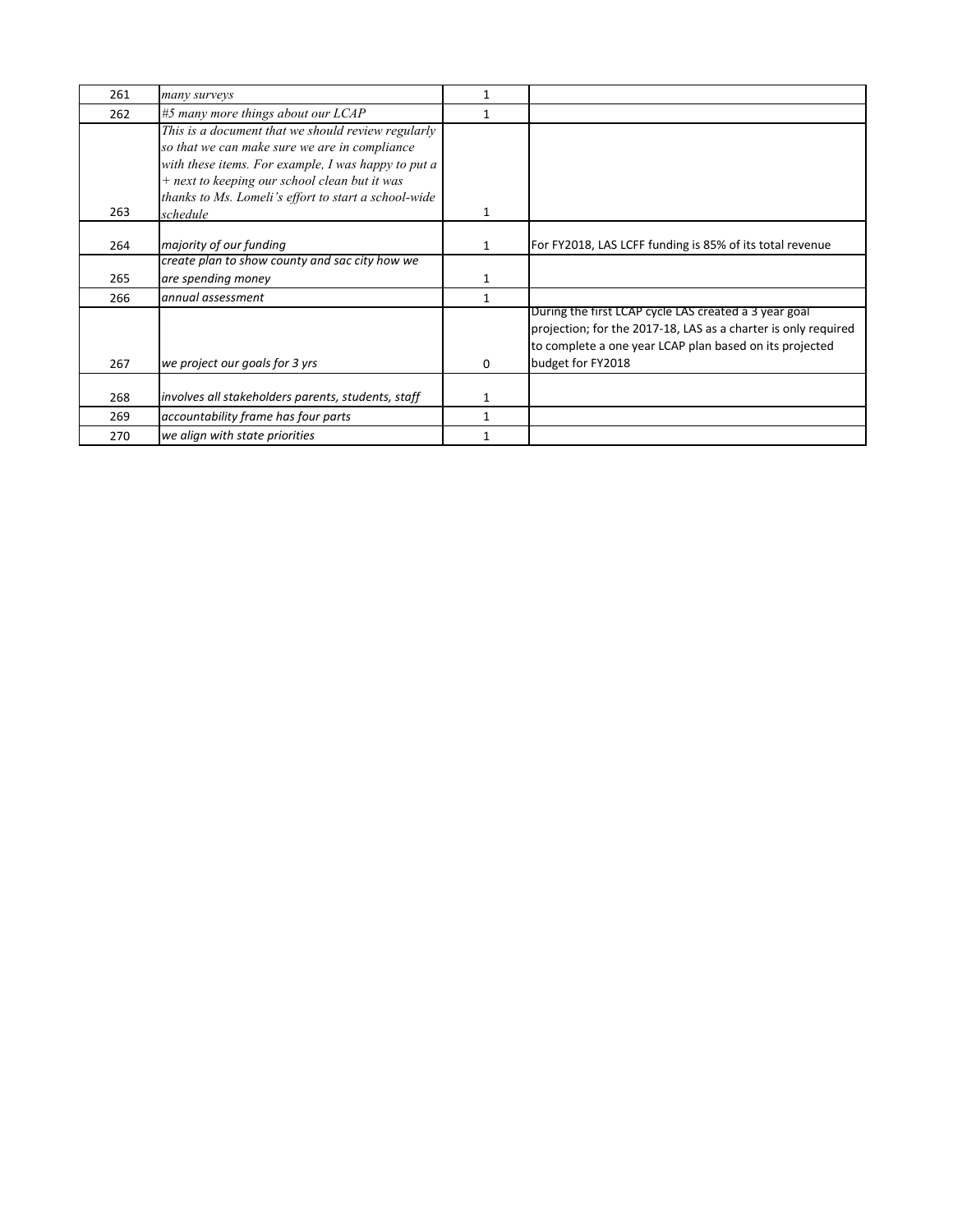| | | | |
|---|---|---|---|
| 261 | *many surveys* | 1 | |
| 262 | *#5 many more things about our LCAP* | 1 | |
| 263 | *This is a document that we should review regularly so that we can make sure we are in compliance with these items. For example, I was happy to put a + next to keeping our school clean but it was thanks to Ms. Lomeli's effort to start a school-wide schedule* | 1 | |
| 264 | *majority of our funding* | 1 | For FY2018, LAS LCFF funding is 85% of its total revenue |
| 265 | *create plan to show county and sac city how we are spending money* | 1 | |
| 266 | *annual assessment* | 1 | |
| 267 | *we project our goals for 3 yrs* | 0 | During the first LCAP cycle LAS created a 3 year goal projection; for the 2017-18, LAS as a charter is only required to complete a one year LCAP plan based on its projected budget for FY2018 |
| 268 | *involves all stakeholders parents, students, staff* | 1 | |
| 269 | *accountability frame has four parts* | 1 | |
| 270 | *we align with state priorities* | 1 | |